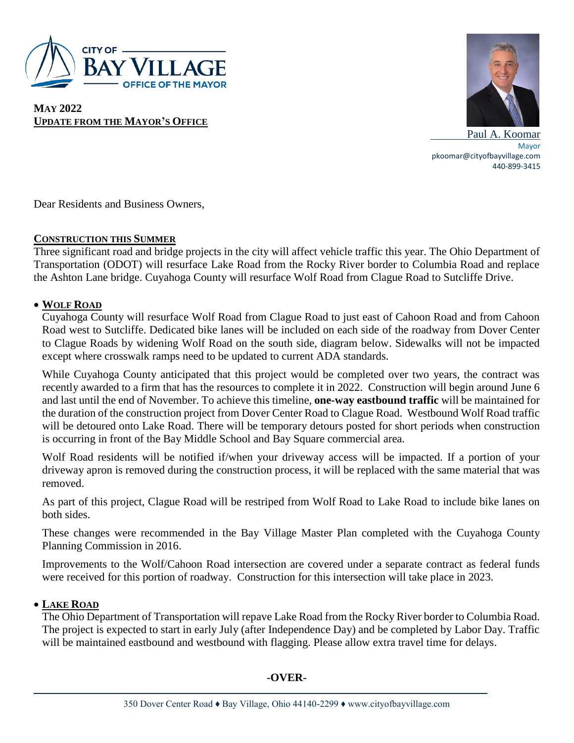CITY OF
**BAY VILLAGE**
OFFICE OF THE MAYOR

**MAY 2022**
**UPDATE FROM THE MAYOR'S OFFICE**

Paul A. Koomar
Mayor
pkoomar@cityofbayvillage.com
440-899-3415

Dear Residents and Business Owners,

## CONSTRUCTION THIS SUMMER

Three significant road and bridge projects in the city will affect vehicle traffic this year. The Ohio Department of Transportation (ODOT) will resurface Lake Road from the Rocky River border to Columbia Road and replace the Ashton Lane bridge. Cuyahoga County will resurface Wolf Road from Clague Road to Sutcliffe Drive.

- **WOLF ROAD**

  Cuyahoga County will resurface Wolf Road from Clague Road to just east of Cahoon Road and from Cahoon Road west to Sutcliffe. Dedicated bike lanes will be included on each side of the roadway from Dover Center to Clague Roads by widening Wolf Road on the south side, diagram below. Sidewalks will not be impacted except where crosswalk ramps need to be updated to current ADA standards.

  While Cuyahoga County anticipated that this project would be completed over two years, the contract was recently awarded to a firm that has the resources to complete it in 2022. Construction will begin around June 6 and last until the end of November. To achieve this timeline, **one-way eastbound traffic** will be maintained for the duration of the construction project from Dover Center Road to Clague Road. Westbound Wolf Road traffic will be detoured onto Lake Road. There will be temporary detours posted for short periods when construction is occurring in front of the Bay Middle School and Bay Square commercial area.

  Wolf Road residents will be notified if/when your driveway access will be impacted. If a portion of your driveway apron is removed during the construction process, it will be replaced with the same material that was removed.

  As part of this project, Clague Road will be restriped from Wolf Road to Lake Road to include bike lanes on both sides.

  These changes were recommended in the Bay Village Master Plan completed with the Cuyahoga County Planning Commission in 2016.

  Improvements to the Wolf/Cahoon Road intersection are covered under a separate contract as federal funds were received for this portion of roadway. Construction for this intersection will take place in 2023.

- **LAKE ROAD**

  The Ohio Department of Transportation will repave Lake Road from the Rocky River border to Columbia Road. The project is expected to start in early July (after Independence Day) and be completed by Labor Day. Traffic will be maintained eastbound and westbound with flagging. Please allow extra travel time for delays.

**-OVER-**

350 Dover Center Road ♦ Bay Village, Ohio 44140-2299 ♦ www.cityofbayvillage.com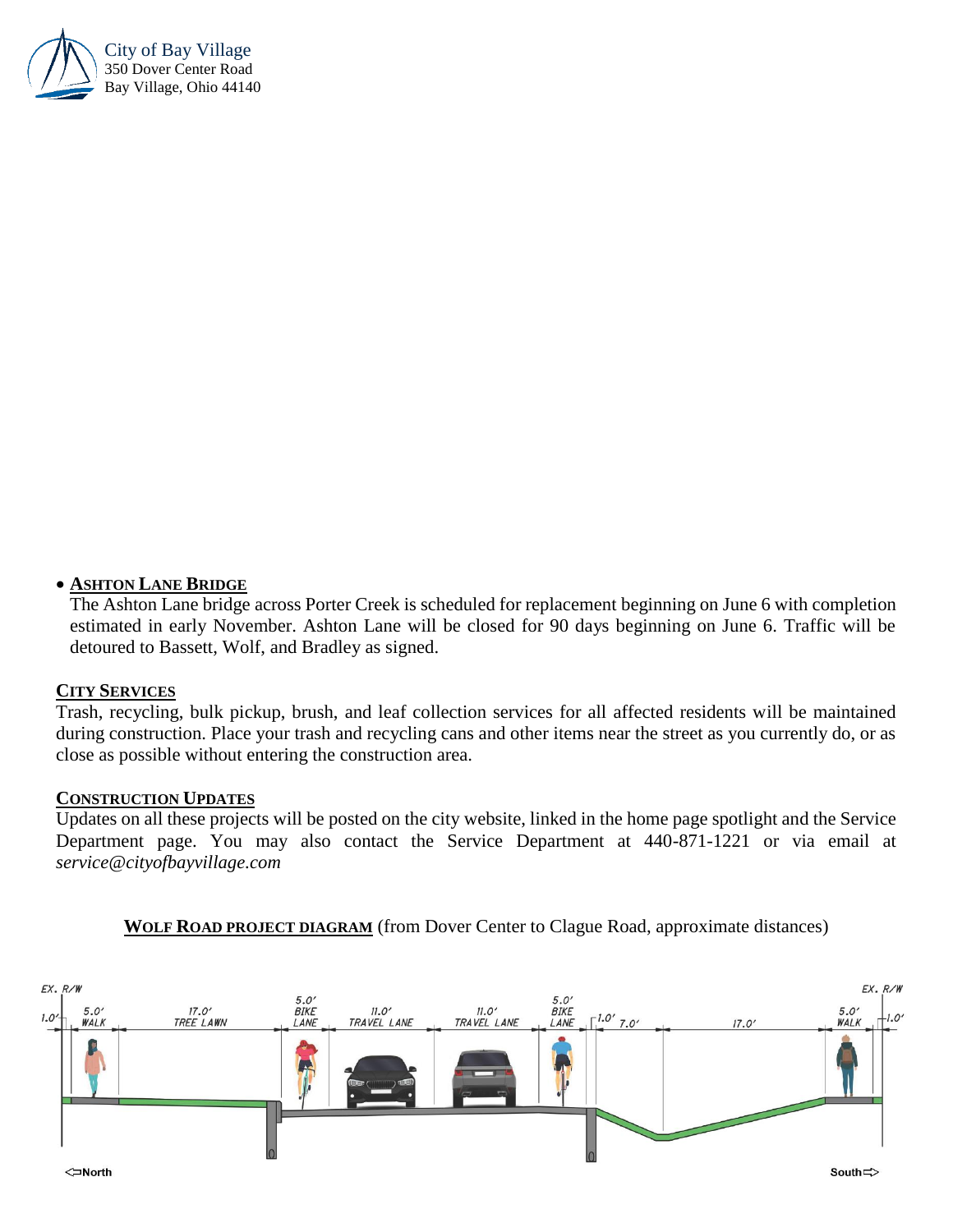City of Bay Village
350 Dover Center Road
Bay Village, Ohio 44140

- **ASHTON LANE BRIDGE**
  The Ashton Lane bridge across Porter Creek is scheduled for replacement beginning on June 6 with completion estimated in early November. Ashton Lane will be closed for 90 days beginning on June 6. Traffic will be detoured to Bassett, Wolf, and Bradley as signed.

## CITY SERVICES

Trash, recycling, bulk pickup, brush, and leaf collection services for all affected residents will be maintained during construction. Place your trash and recycling cans and other items near the street as you currently do, or as close as possible without entering the construction area.

## CONSTRUCTION UPDATES

Updates on all these projects will be posted on the city website, linked in the home page spotlight and the Service Department page. You may also contact the Service Department at 440-871-1221 or via email at *service@cityofbayvillage.com*

**WOLF ROAD PROJECT DIAGRAM** (from Dover Center to Clague Road, approximate distances)

EX. R/W
1.0'
5.0' WALK
17.0' TREE LAWN
5.0' BIKE LANE
11.0' TRAVEL LANE
11.0' TRAVEL LANE
5.0' BIKE LANE
1.0'
7.0'
17.0'
5.0' WALK
1.0'
EX. R/W
North
South